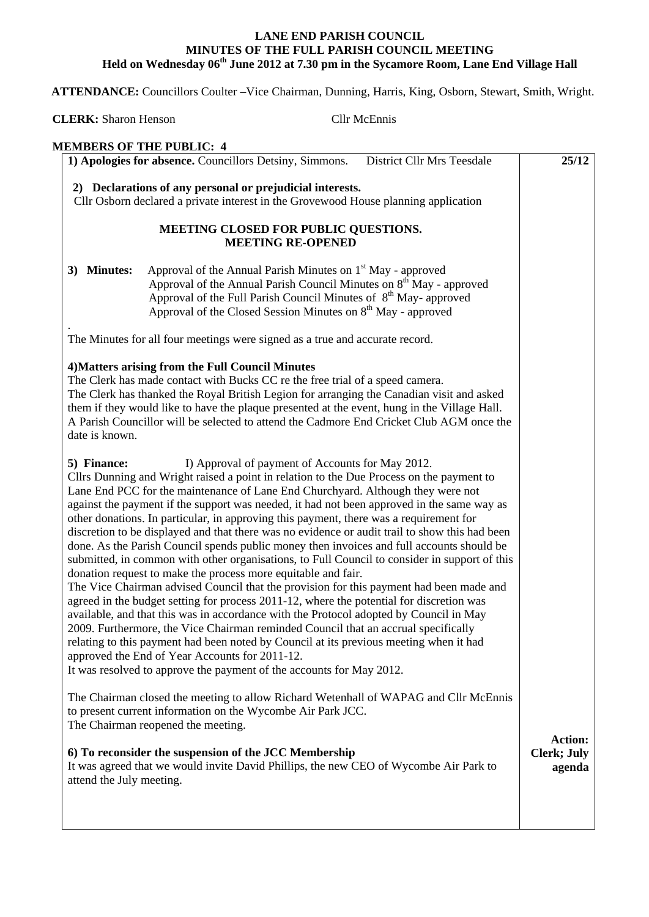**LANE END PARISH COUNCIL**
**MINUTES OF THE FULL PARISH COUNCIL MEETING**
**Held on Wednesday 06th June 2012 at 7.30 pm in the Sycamore Room, Lane End Village Hall**

**ATTENDANCE:** Councillors Coulter –Vice Chairman, Dunning, Harris, King, Osborn, Stewart, Smith, Wright.

**CLERK:** Sharon Henson Cllr McEnnis

**MEMBERS OF THE PUBLIC: 4**

**1) Apologies for absence.** Councillors Detsiny, Simmons. District Cllr Mrs Teesdale **25/12**

**2) Declarations of any personal or prejudicial interests.**
Cllr Osborn declared a private interest in the Grovewood House planning application

**MEETING CLOSED FOR PUBLIC QUESTIONS.**
**MEETING RE-OPENED**

**3) Minutes:** Approval of the Annual Parish Minutes on 1st May - approved
Approval of the Annual Parish Council Minutes on 8th May - approved
Approval of the Full Parish Council Minutes of 8th May- approved
Approval of the Closed Session Minutes on 8th May - approved

The Minutes for all four meetings were signed as a true and accurate record.

**4)Matters arising from the Full Council Minutes**
The Clerk has made contact with Bucks CC re the free trial of a speed camera.
The Clerk has thanked the Royal British Legion for arranging the Canadian visit and asked them if they would like to have the plaque presented at the event, hung in the Village Hall.
A Parish Councillor will be selected to attend the Cadmore End Cricket Club AGM once the date is known.

**5) Finance:** I) Approval of payment of Accounts for May 2012.
Cllrs Dunning and Wright raised a point in relation to the Due Process on the payment to Lane End PCC for the maintenance of Lane End Churchyard. Although they were not against the payment if the support was needed, it had not been approved in the same way as other donations. In particular, in approving this payment, there was a requirement for discretion to be displayed and that there was no evidence or audit trail to show this had been done. As the Parish Council spends public money then invoices and full accounts should be submitted, in common with other organisations, to Full Council to consider in support of this donation request to make the process more equitable and fair.
The Vice Chairman advised Council that the provision for this payment had been made and agreed in the budget setting for process 2011-12, where the potential for discretion was available, and that this was in accordance with the Protocol adopted by Council in May 2009. Furthermore, the Vice Chairman reminded Council that an accrual specifically relating to this payment had been noted by Council at its previous meeting when it had approved the End of Year Accounts for 2011-12.
It was resolved to approve the payment of the accounts for May 2012.

The Chairman closed the meeting to allow Richard Wetenhall of WAPAG and Cllr McEnnis to present current information on the Wycombe Air Park JCC.
The Chairman reopened the meeting.

**6) To reconsider the suspension of the JCC Membership**
It was agreed that we would invite David Phillips, the new CEO of Wycombe Air Park to attend the July meeting. **Action: Clerk; July agenda**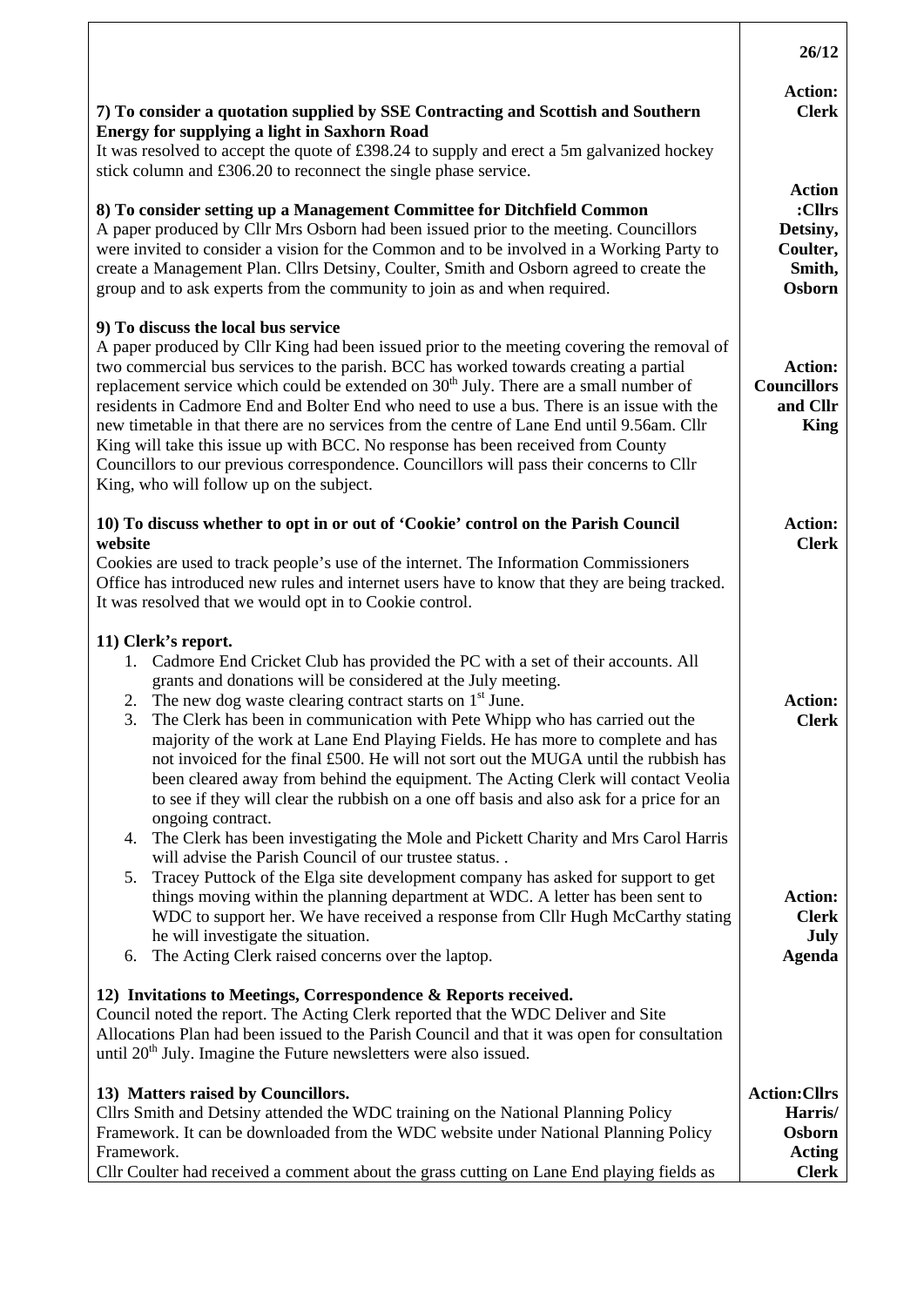26/12

| | |
|---|---|
| **7) To consider a quotation supplied by SSE Contracting and Scottish and Southern Energy for supplying a light in Saxhorn Road**<br>It was resolved to accept the quote of £398.24 to supply and erect a 5m galvanized hockey stick column and £306.20 to reconnect the single phase service. | **Action: Clerk** |
| **8) To consider setting up a Management Committee for Ditchfield Common**<br>A paper produced by Cllr Mrs Osborn had been issued prior to the meeting. Councillors were invited to consider a vision for the Common and to be involved in a Working Party to create a Management Plan. Cllrs Detsiny, Coulter, Smith and Osborn agreed to create the group and to ask experts from the community to join as and when required. | **Action :Cllrs Detsiny, Coulter, Smith, Osborn** |
| **9) To discuss the local bus service**<br>A paper produced by Cllr King had been issued prior to the meeting covering the removal of two commercial bus services to the parish. BCC has worked towards creating a partial replacement service which could be extended on 30th July. There are a small number of residents in Cadmore End and Bolter End who need to use a bus. There is an issue with the new timetable in that there are no services from the centre of Lane End until 9.56am. Cllr King will take this issue up with BCC. No response has been received from County Councillors to our previous correspondence. Councillors will pass their concerns to Cllr King, who will follow up on the subject. | **Action: Councillors and Cllr King** |
| **10) To discuss whether to opt in or out of 'Cookie' control on the Parish Council website**<br>Cookies are used to track people's use of the internet. The Information Commissioners Office has introduced new rules and internet users have to know that they are being tracked. It was resolved that we would opt in to Cookie control. | **Action: Clerk** |
| **11) Clerk's report.**<br>1. Cadmore End Cricket Club has provided the PC with a set of their accounts. All grants and donations will be considered at the July meeting.<br>2. The new dog waste clearing contract starts on 1st June.<br>3. The Clerk has been in communication with Pete Whipp who has carried out the majority of the work at Lane End Playing Fields. He has more to complete and has not invoiced for the final £500. He will not sort out the MUGA until the rubbish has been cleared away from behind the equipment. The Acting Clerk will contact Veolia to see if they will clear the rubbish on a one off basis and also ask for a price for an ongoing contract.<br>4. The Clerk has been investigating the Mole and Pickett Charity and Mrs Carol Harris will advise the Parish Council of our trustee status. .<br>5. Tracey Puttock of the Elga site development company has asked for support to get things moving within the planning department at WDC. A letter has been sent to WDC to support her. We have received a response from Cllr Hugh McCarthy stating he will investigate the situation.<br>6. The Acting Clerk raised concerns over the laptop. | **Action: Clerk**<br><br>**Action: Clerk July Agenda** |
| **12) Invitations to Meetings, Correspondence & Reports received.**<br>Council noted the report. The Acting Clerk reported that the WDC Deliver and Site Allocations Plan had been issued to the Parish Council and that it was open for consultation until 20th July. Imagine the Future newsletters were also issued. | |
| **13) Matters raised by Councillors.**<br>Cllrs Smith and Detsiny attended the WDC training on the National Planning Policy Framework. It can be downloaded from the WDC website under National Planning Policy Framework.<br>Cllr Coulter had received a comment about the grass cutting on Lane End playing fields as | **Action:Cllrs Harris/ Osborn Acting Clerk** |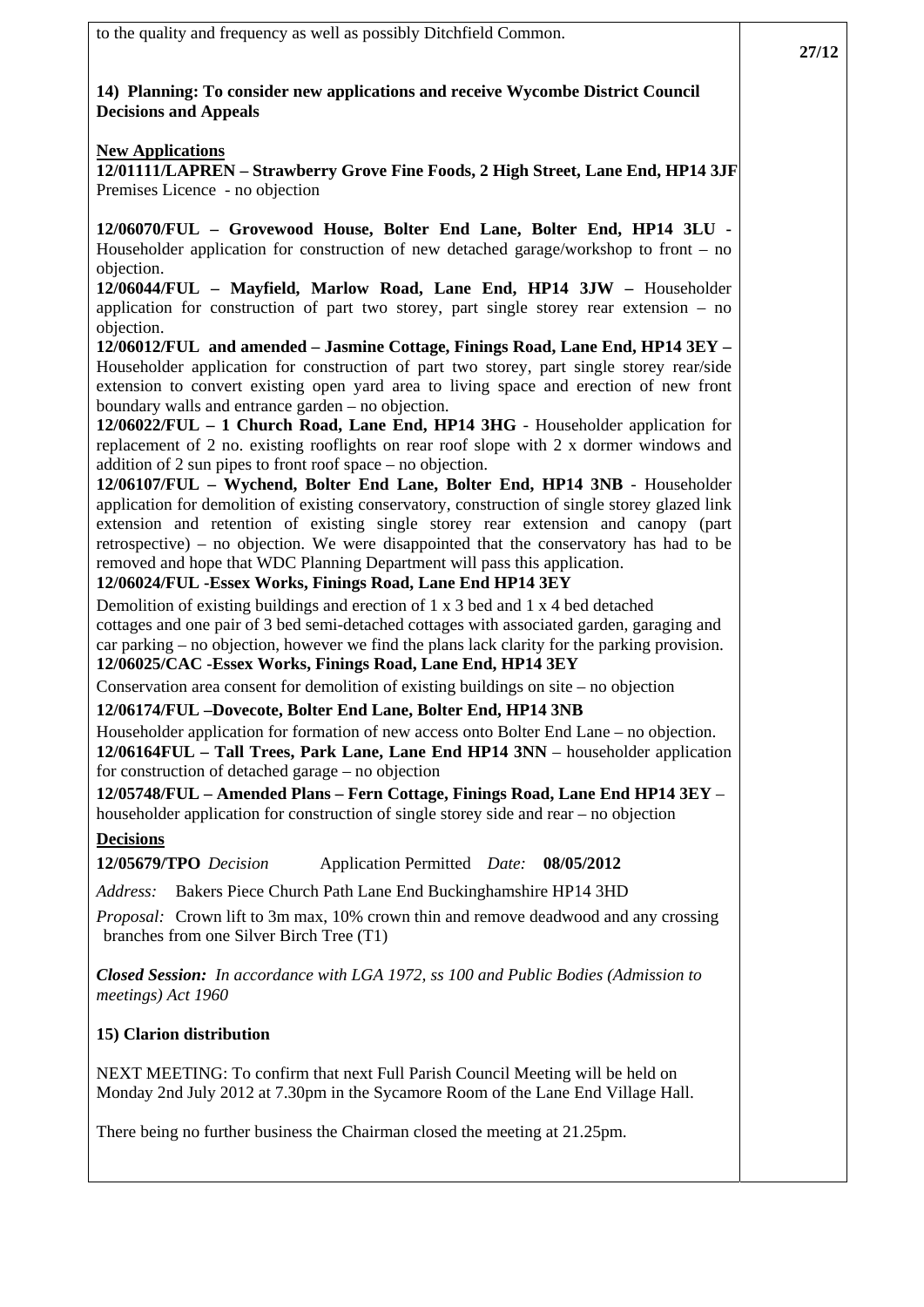to the quality and frequency as well as possibly Ditchfield Common.

27/12

**14) Planning: To consider new applications and receive Wycombe District Council Decisions and Appeals**

**New Applications**

**12/01111/LAPREN – Strawberry Grove Fine Foods, 2 High Street, Lane End, HP14 3JF**
Premises Licence - no objection

**12/06070/FUL – Grovewood House, Bolter End Lane, Bolter End, HP14 3LU** - Householder application for construction of new detached garage/workshop to front – no objection.

**12/06044/FUL – Mayfield, Marlow Road, Lane End, HP14 3JW –** Householder application for construction of part two storey, part single storey rear extension – no objection.

**12/06012/FUL and amended – Jasmine Cottage, Finings Road, Lane End, HP14 3EY –** Householder application for construction of part two storey, part single storey rear/side extension to convert existing open yard area to living space and erection of new front boundary walls and entrance garden – no objection.

**12/06022/FUL – 1 Church Road, Lane End, HP14 3HG** - Householder application for replacement of 2 no. existing rooflights on rear roof slope with 2 x dormer windows and addition of 2 sun pipes to front roof space – no objection.

**12/06107/FUL – Wychend, Bolter End Lane, Bolter End, HP14 3NB** - Householder application for demolition of existing conservatory, construction of single storey glazed link extension and retention of existing single storey rear extension and canopy (part retrospective) – no objection. We were disappointed that the conservatory has had to be removed and hope that WDC Planning Department will pass this application.

**12/06024/FUL -Essex Works, Finings Road, Lane End HP14 3EY**
Demolition of existing buildings and erection of 1 x 3 bed and 1 x 4 bed detached cottages and one pair of 3 bed semi-detached cottages with associated garden, garaging and car parking – no objection, however we find the plans lack clarity for the parking provision.

**12/06025/CAC -Essex Works, Finings Road, Lane End, HP14 3EY**
Conservation area consent for demolition of existing buildings on site – no objection

**12/06174/FUL –Dovecote, Bolter End Lane, Bolter End, HP14 3NB**
Householder application for formation of new access onto Bolter End Lane – no objection.

**12/06164FUL – Tall Trees, Park Lane, Lane End HP14 3NN** – householder application for construction of detached garage – no objection

**12/05748/FUL – Amended Plans – Fern Cottage, Finings Road, Lane End HP14 3EY** – householder application for construction of single storey side and rear – no objection

**Decisions**

**12/05679/TPO** *Decision* Application Permitted *Date:* **08/05/2012**

*Address:* Bakers Piece Church Path Lane End Buckinghamshire HP14 3HD

*Proposal:* Crown lift to 3m max, 10% crown thin and remove deadwood and any crossing branches from one Silver Birch Tree (T1)

***Closed Session:*** *In accordance with LGA 1972, ss 100 and Public Bodies (Admission to meetings) Act 1960*

**15) Clarion distribution**

NEXT MEETING: To confirm that next Full Parish Council Meeting will be held on Monday 2nd July 2012 at 7.30pm in the Sycamore Room of the Lane End Village Hall.

There being no further business the Chairman closed the meeting at 21.25pm.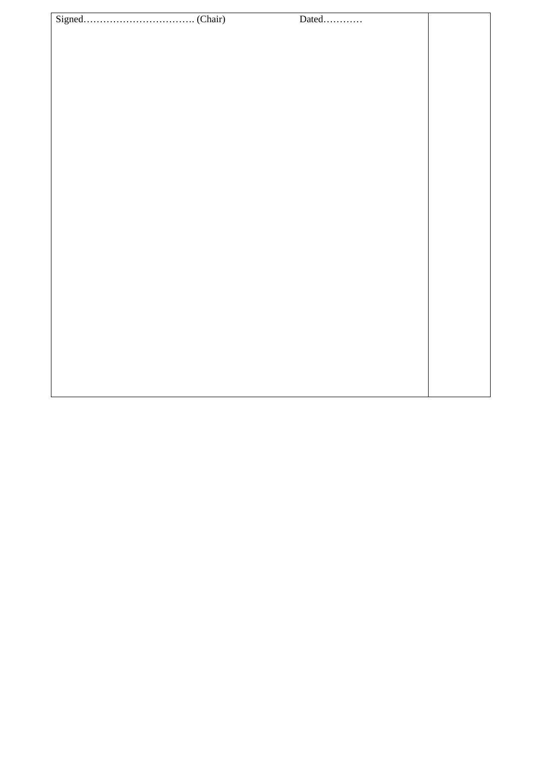| | |
|---|---|
| Signed……………………………. (Chair) Dated………… | |